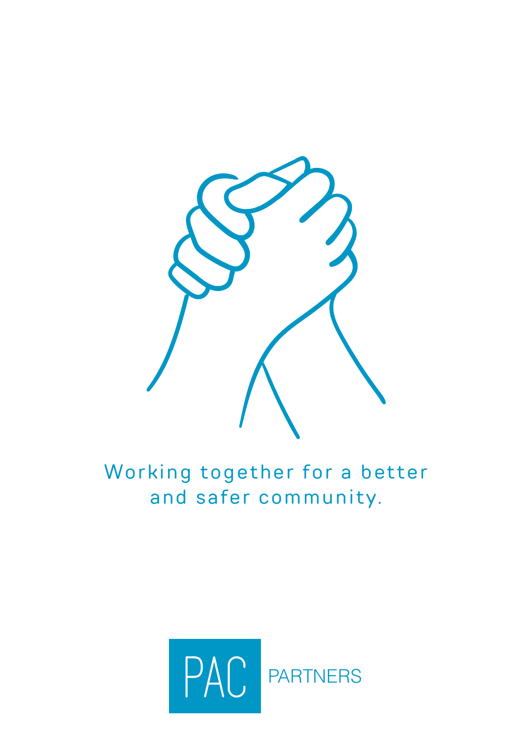Working together for a better and safer community.

PAC PARTNERS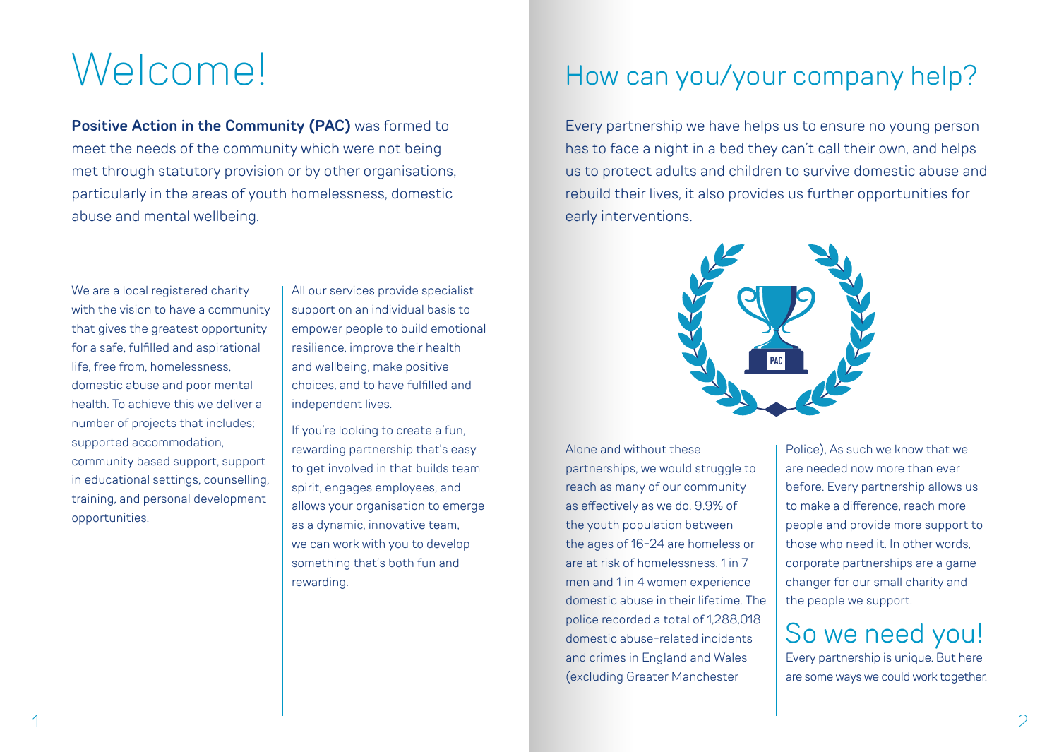# Welcome!

**Positive Action in the Community (PAC)** was formed to meet the needs of the community which were not being met through statutory provision or by other organisations, particularly in the areas of youth homelessness, domestic abuse and mental wellbeing.

We are a local registered charity with the vision to have a community that gives the greatest opportunity for a safe, fulfilled and aspirational life, free from, homelessness, domestic abuse and poor mental health. To achieve this we deliver a number of projects that includes; supported accommodation, community based support, support in educational settings, counselling, training, and personal development opportunities.

All our services provide specialist support on an individual basis to empower people to build emotional resilience, improve their health and wellbeing, make positive choices, and to have fulfilled and independent lives.

If you're looking to create a fun, rewarding partnership that's easy to get involved in that builds team spirit, engages employees, and allows your organisation to emerge as a dynamic, innovative team, we can work with you to develop something that's both fun and rewarding.

# How can you/your company help?

Every partnership we have helps us to ensure no young person has to face a night in a bed they can't call their own, and helps us to protect adults and children to survive domestic abuse and rebuild their lives, it also provides us further opportunities for early interventions.

Alone and without these partnerships, we would struggle to reach as many of our community as effectively as we do. 9.9% of the youth population between the ages of 16-24 are homeless or are at risk of homelessness. 1 in 7 men and 1 in 4 women experience domestic abuse in their lifetime. The police recorded a total of 1,288,018 domestic abuse-related incidents and crimes in England and Wales (excluding Greater Manchester Police), As such we know that we are needed now more than ever before. Every partnership allows us to make a difference, reach more people and provide more support to those who need it. In other words, corporate partnerships are a game changer for our small charity and the people we support.

## So we need you!

Every partnership is unique. But here are some ways we could work together.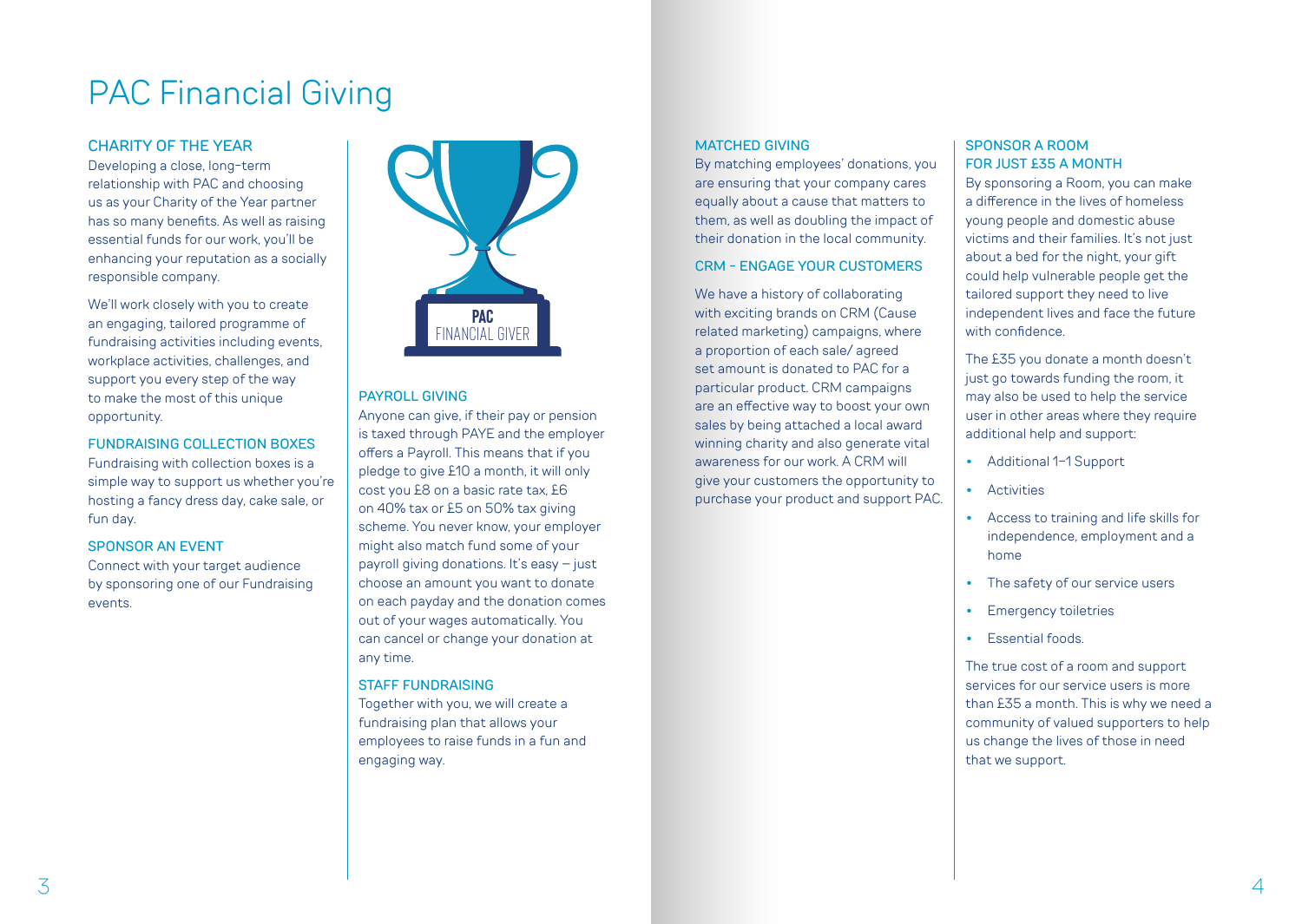# PAC Financial Giving

## CHARITY OF THE YEAR

Developing a close, long-term relationship with PAC and choosing us as your Charity of the Year partner has so many benefits. As well as raising essential funds for our work, you'll be enhancing your reputation as a socially responsible company.

We'll work closely with you to create an engaging, tailored programme of fundraising activities including events, workplace activities, challenges, and support you every step of the way to make the most of this unique opportunity.

## FUNDRAISING COLLECTION BOXES

Fundraising with collection boxes is a simple way to support us whether you're hosting a fancy dress day, cake sale, or fun day.

## SPONSOR AN EVENT

Connect with your target audience by sponsoring one of our Fundraising events.

**PAC**
FINANCIAL GIVER

## PAYROLL GIVING

Anyone can give, if their pay or pension is taxed through PAYE and the employer offers a Payroll. This means that if you pledge to give £10 a month, it will only cost you £8 on a basic rate tax, £6 on 40% tax or £5 on 50% tax giving scheme. You never know, your employer might also match fund some of your payroll giving donations. It's easy – just choose an amount you want to donate on each payday and the donation comes out of your wages automatically. You can cancel or change your donation at any time.

## STAFF FUNDRAISING

Together with you, we will create a fundraising plan that allows your employees to raise funds in a fun and engaging way.

## MATCHED GIVING

By matching employees' donations, you are ensuring that your company cares equally about a cause that matters to them, as well as doubling the impact of their donation in the local community.

## CRM - ENGAGE YOUR CUSTOMERS

We have a history of collaborating with exciting brands on CRM (Cause related marketing) campaigns, where a proportion of each sale/ agreed set amount is donated to PAC for a particular product. CRM campaigns are an effective way to boost your own sales by being attached a local award winning charity and also generate vital awareness for our work. A CRM will give your customers the opportunity to purchase your product and support PAC.

## SPONSOR A ROOM FOR JUST £35 A MONTH

By sponsoring a Room, you can make a difference in the lives of homeless young people and domestic abuse victims and their families. It's not just about a bed for the night, your gift could help vulnerable people get the tailored support they need to live independent lives and face the future with confidence.

The £35 you donate a month doesn't just go towards funding the room, it may also be used to help the service user in other areas where they require additional help and support:

- Additional 1–1 Support
- Activities
- Access to training and life skills for independence, employment and a home
- The safety of our service users
- Emergency toiletries
- Essential foods.

The true cost of a room and support services for our service users is more than £35 a month. This is why we need a community of valued supporters to help us change the lives of those in need that we support.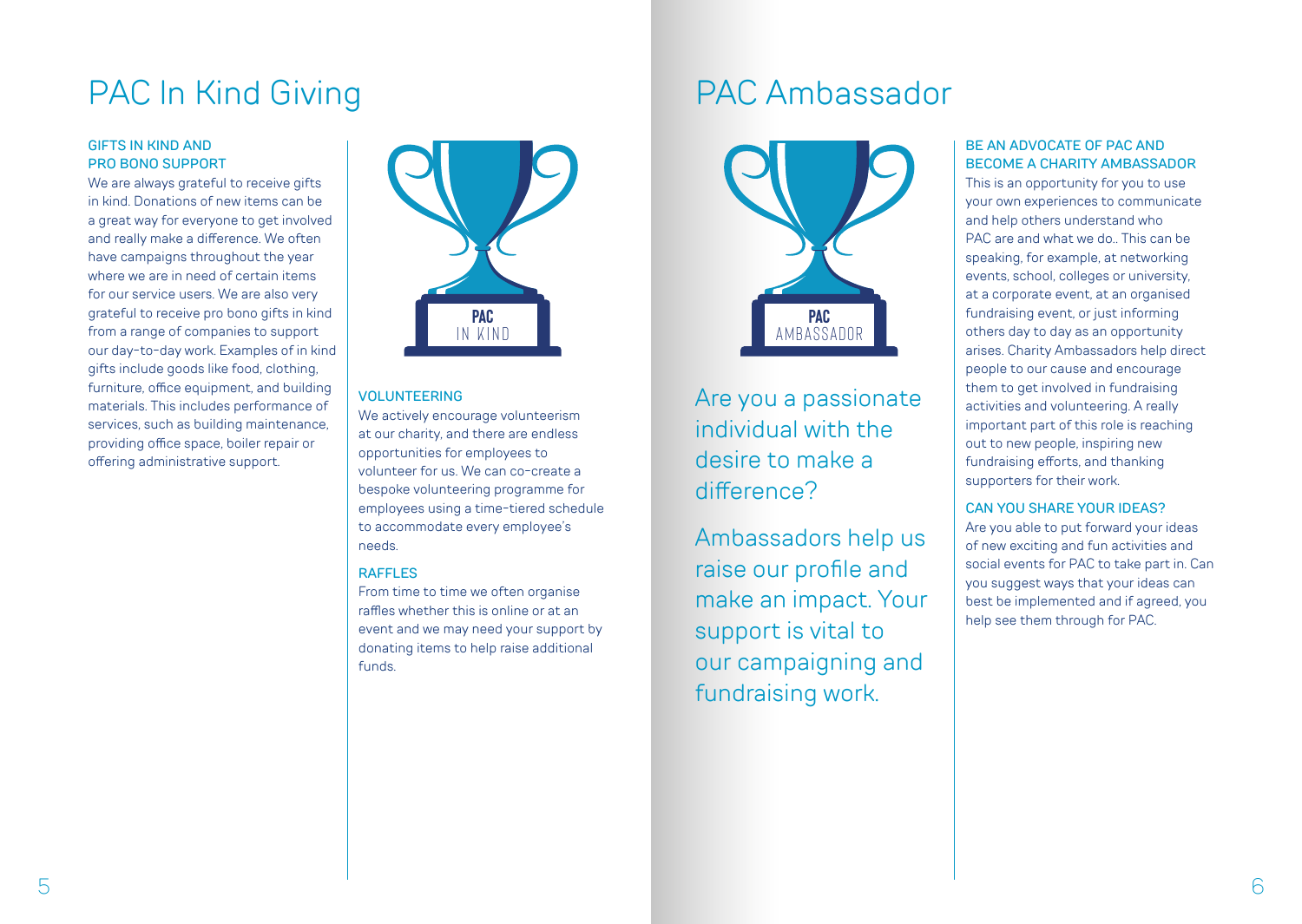# PAC In Kind Giving

### GIFTS IN KIND AND PRO BONO SUPPORT

We are always grateful to receive gifts in kind. Donations of new items can be a great way for everyone to get involved and really make a difference. We often have campaigns throughout the year where we are in need of certain items for our service users. We are also very grateful to receive pro bono gifts in kind from a range of companies to support our day-to-day work. Examples of in kind gifts include goods like food, clothing, furniture, office equipment, and building materials. This includes performance of services, such as building maintenance, providing office space, boiler repair or offering administrative support.

**PAC**
IN KIND

### VOLUNTEERING

We actively encourage volunteerism at our charity, and there are endless opportunities for employees to volunteer for us. We can co-create a bespoke volunteering programme for employees using a time-tiered schedule to accommodate every employee's needs.

### RAFFLES

From time to time we often organise raffles whether this is online or at an event and we may need your support by donating items to help raise additional funds.

# PAC Ambassador

**PAC**
AMBASSADOR

Are you a passionate individual with the desire to make a difference?

Ambassadors help us raise our profile and make an impact. Your support is vital to our campaigning and fundraising work.

### BE AN ADVOCATE OF PAC AND BECOME A CHARITY AMBASSADOR

This is an opportunity for you to use your own experiences to communicate and help others understand who PAC are and what we do.. This can be speaking, for example, at networking events, school, colleges or university, at a corporate event, at an organised fundraising event, or just informing others day to day as an opportunity arises. Charity Ambassadors help direct people to our cause and encourage them to get involved in fundraising activities and volunteering. A really important part of this role is reaching out to new people, inspiring new fundraising efforts, and thanking supporters for their work.

### CAN YOU SHARE YOUR IDEAS?

Are you able to put forward your ideas of new exciting and fun activities and social events for PAC to take part in. Can you suggest ways that your ideas can best be implemented and if agreed, you help see them through for PAC.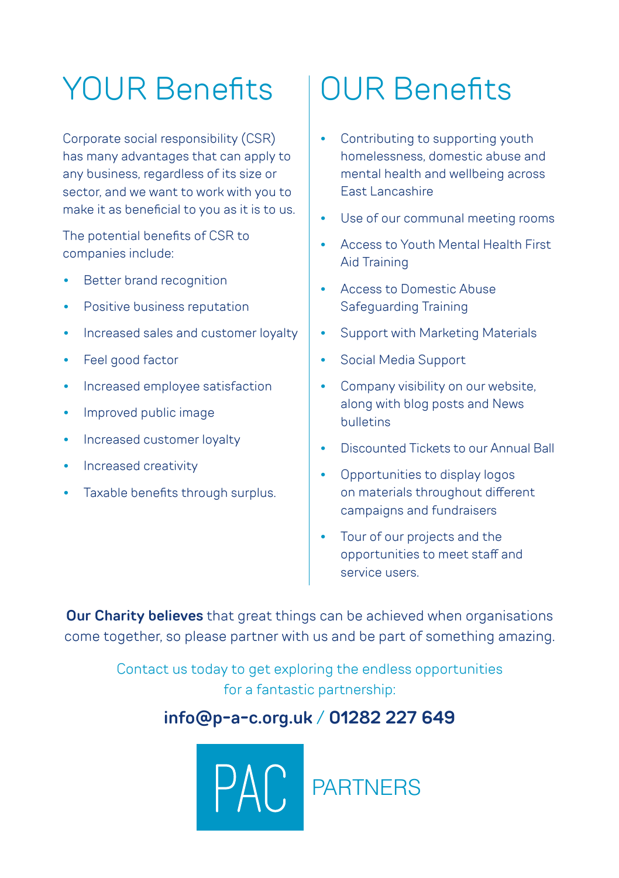# YOUR Benefits

Corporate social responsibility (CSR) has many advantages that can apply to any business, regardless of its size or sector, and we want to work with you to make it as beneficial to you as it is to us.

The potential benefits of CSR to companies include:

- Better brand recognition
- Positive business reputation
- Increased sales and customer loyalty
- Feel good factor
- Increased employee satisfaction
- Improved public image
- Increased customer loyalty
- Increased creativity
- Taxable benefits through surplus.

# OUR Benefits

- Contributing to supporting youth homelessness, domestic abuse and mental health and wellbeing across East Lancashire
- Use of our communal meeting rooms
- Access to Youth Mental Health First Aid Training
- Access to Domestic Abuse Safeguarding Training
- Support with Marketing Materials
- Social Media Support
- Company visibility on our website, along with blog posts and News bulletins
- Discounted Tickets to our Annual Ball
- Opportunities to display logos on materials throughout different campaigns and fundraisers
- Tour of our projects and the opportunities to meet staff and service users.

**Our Charity believes** that great things can be achieved when organisations come together, so please partner with us and be part of something amazing.

Contact us today to get exploring the endless opportunities for a fantastic partnership:

**info@p-a-c.org.uk** / **01282 227 649**

PAC PARTNERS